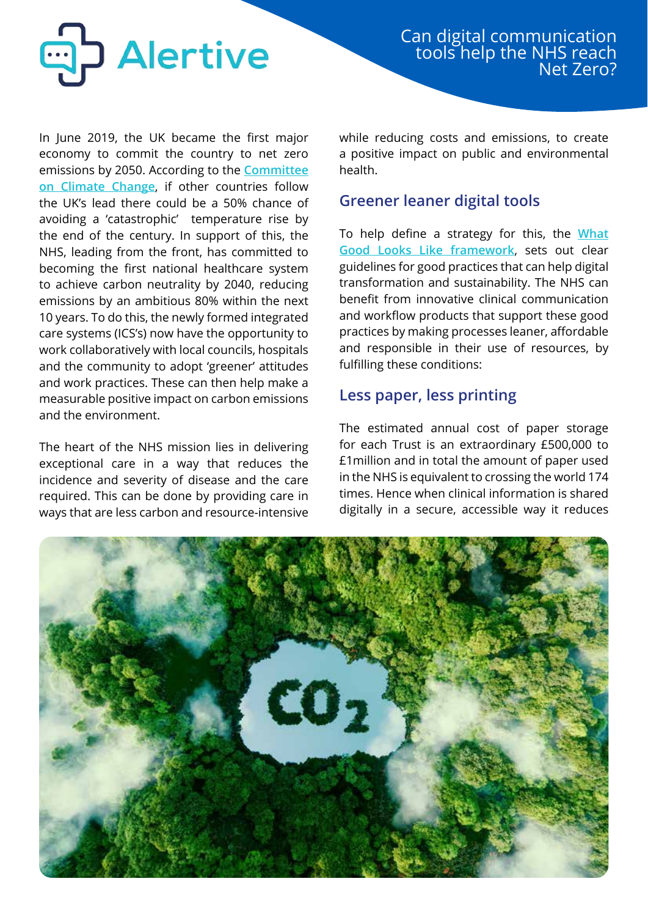Alertive

# Can digital communication tools help the NHS reach Net Zero?

In June 2019, the UK became the first major economy to commit the country to net zero emissions by 2050. According to the Committee on Climate Change, if other countries follow the UK's lead there could be a 50% chance of avoiding a 'catastrophic' temperature rise by the end of the century. In support of this, the NHS, leading from the front, has committed to becoming the first national healthcare system to achieve carbon neutrality by 2040, reducing emissions by an ambitious 80% within the next 10 years. To do this, the newly formed integrated care systems (ICS's) now have the opportunity to work collaboratively with local councils, hospitals and the community to adopt 'greener' attitudes and work practices. These can then help make a measurable positive impact on carbon emissions and the environment.

The heart of the NHS mission lies in delivering exceptional care in a way that reduces the incidence and severity of disease and the care required. This can be done by providing care in ways that are less carbon and resource-intensive while reducing costs and emissions, to create a positive impact on public and environmental health.

## Greener leaner digital tools

To help define a strategy for this, the What Good Looks Like framework, sets out clear guidelines for good practices that can help digital transformation and sustainability. The NHS can benefit from innovative clinical communication and workflow products that support these good practices by making processes leaner, affordable and responsible in their use of resources, by fulfilling these conditions:

## Less paper, less printing

The estimated annual cost of paper storage for each Trust is an extraordinary £500,000 to £1million and in total the amount of paper used in the NHS is equivalent to crossing the world 174 times. Hence when clinical information is shared digitally in a secure, accessible way it reduces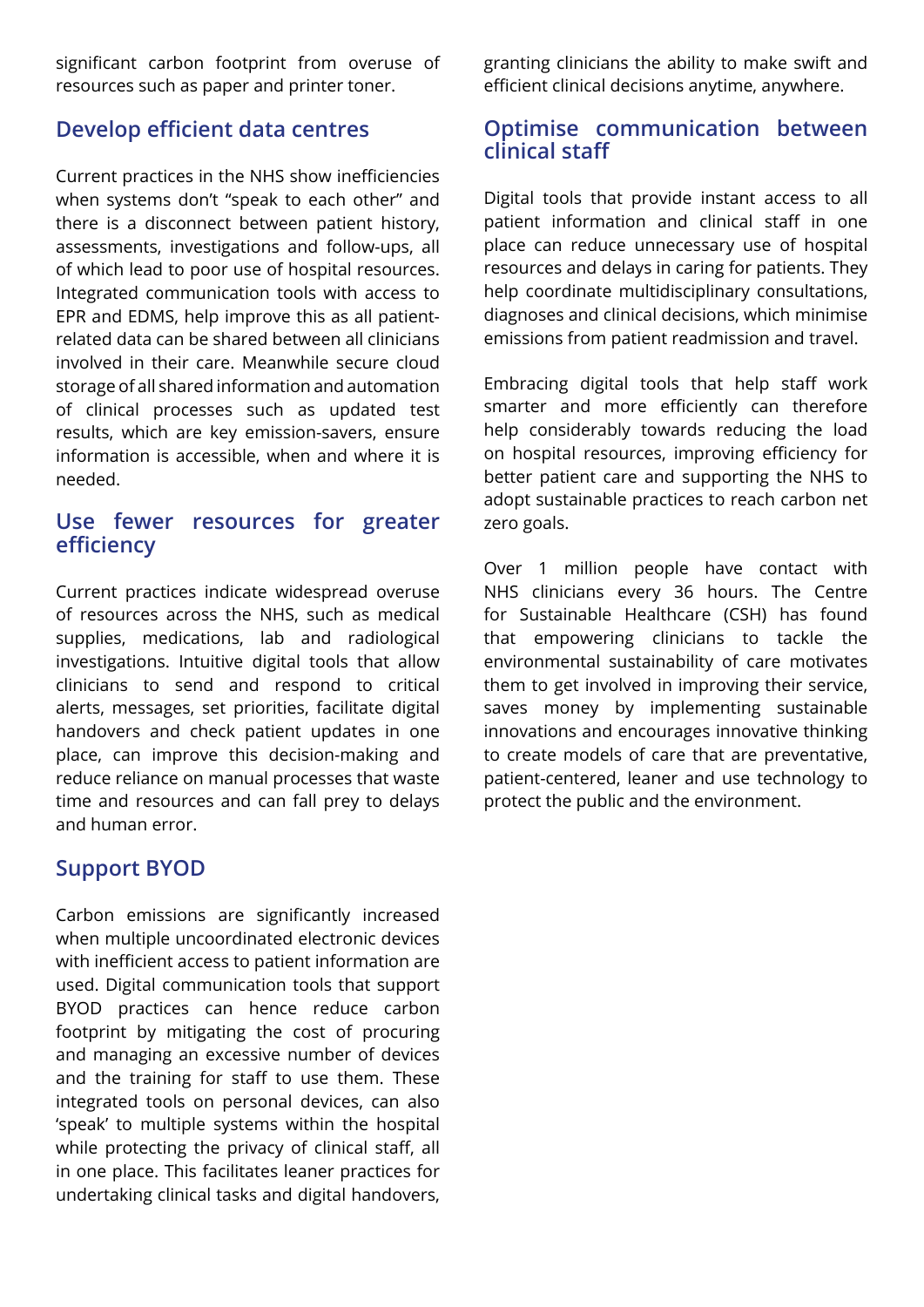significant carbon footprint from overuse of resources such as paper and printer toner.

## Develop efficient data centres

Current practices in the NHS show inefficiencies when systems don't "speak to each other" and there is a disconnect between patient history, assessments, investigations and follow-ups, all of which lead to poor use of hospital resources. Integrated communication tools with access to EPR and EDMS, help improve this as all patient-related data can be shared between all clinicians involved in their care. Meanwhile secure cloud storage of all shared information and automation of clinical processes such as updated test results, which are key emission-savers, ensure information is accessible, when and where it is needed.

## Use fewer resources for greater efficiency

Current practices indicate widespread overuse of resources across the NHS, such as medical supplies, medications, lab and radiological investigations. Intuitive digital tools that allow clinicians to send and respond to critical alerts, messages, set priorities, facilitate digital handovers and check patient updates in one place, can improve this decision-making and reduce reliance on manual processes that waste time and resources and can fall prey to delays and human error.

## Support BYOD

Carbon emissions are significantly increased when multiple uncoordinated electronic devices with inefficient access to patient information are used. Digital communication tools that support BYOD practices can hence reduce carbon footprint by mitigating the cost of procuring and managing an excessive number of devices and the training for staff to use them. These integrated tools on personal devices, can also 'speak' to multiple systems within the hospital while protecting the privacy of clinical staff, all in one place. This facilitates leaner practices for undertaking clinical tasks and digital handovers, granting clinicians the ability to make swift and efficient clinical decisions anytime, anywhere.

## Optimise communication between clinical staff

Digital tools that provide instant access to all patient information and clinical staff in one place can reduce unnecessary use of hospital resources and delays in caring for patients. They help coordinate multidisciplinary consultations, diagnoses and clinical decisions, which minimise emissions from patient readmission and travel.

Embracing digital tools that help staff work smarter and more efficiently can therefore help considerably towards reducing the load on hospital resources, improving efficiency for better patient care and supporting the NHS to adopt sustainable practices to reach carbon net zero goals.

Over 1 million people have contact with NHS clinicians every 36 hours. The Centre for Sustainable Healthcare (CSH) has found that empowering clinicians to tackle the environmental sustainability of care motivates them to get involved in improving their service, saves money by implementing sustainable innovations and encourages innovative thinking to create models of care that are preventative, patient-centered, leaner and use technology to protect the public and the environment.